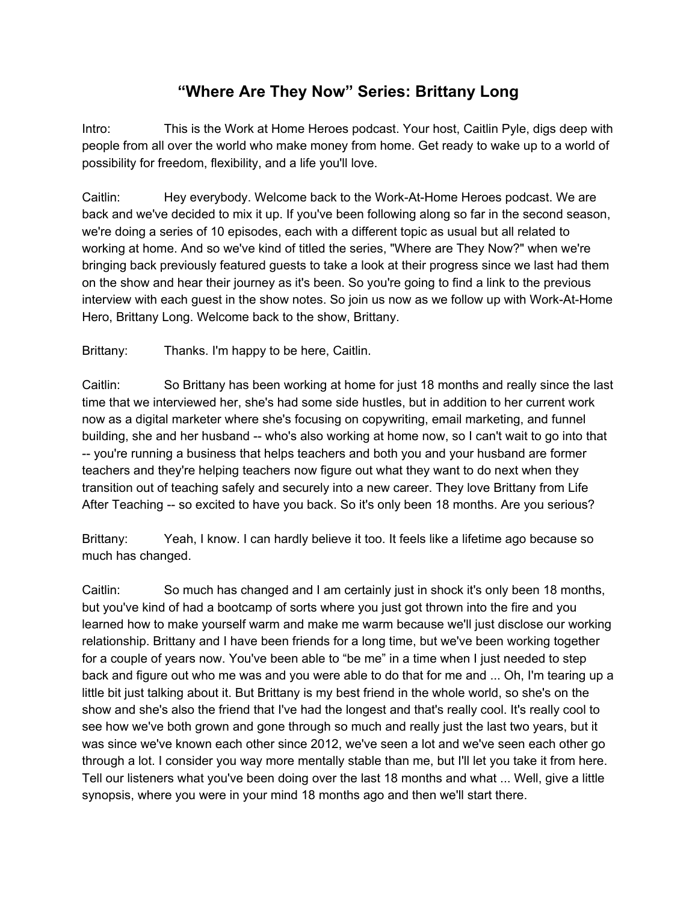# “Where Are They Now” Series: Brittany Long

Intro: This is the Work at Home Heroes podcast. Your host, Caitlin Pyle, digs deep with people from all over the world who make money from home. Get ready to wake up to a world of possibility for freedom, flexibility, and a life you'll love.

Caitlin: Hey everybody. Welcome back to the Work-At-Home Heroes podcast. We are back and we've decided to mix it up. If you've been following along so far in the second season, we're doing a series of 10 episodes, each with a different topic as usual but all related to working at home. And so we've kind of titled the series, "Where are They Now?" when we're bringing back previously featured guests to take a look at their progress since we last had them on the show and hear their journey as it's been. So you're going to find a link to the previous interview with each guest in the show notes. So join us now as we follow up with Work-At-Home Hero, Brittany Long. Welcome back to the show, Brittany.

Brittany: Thanks. I'm happy to be here, Caitlin.

Caitlin: So Brittany has been working at home for just 18 months and really since the last time that we interviewed her, she's had some side hustles, but in addition to her current work now as a digital marketer where she's focusing on copywriting, email marketing, and funnel building, she and her husband -- who's also working at home now, so I can't wait to go into that -- you're running a business that helps teachers and both you and your husband are former teachers and they're helping teachers now figure out what they want to do next when they transition out of teaching safely and securely into a new career. They love Brittany from Life After Teaching -- so excited to have you back. So it's only been 18 months. Are you serious?

Brittany: Yeah, I know. I can hardly believe it too. It feels like a lifetime ago because so much has changed.

Caitlin: So much has changed and I am certainly just in shock it's only been 18 months, but you've kind of had a bootcamp of sorts where you just got thrown into the fire and you learned how to make yourself warm and make me warm because we'll just disclose our working relationship. Brittany and I have been friends for a long time, but we've been working together for a couple of years now. You've been able to “be me” in a time when I just needed to step back and figure out who me was and you were able to do that for me and ... Oh, I'm tearing up a little bit just talking about it. But Brittany is my best friend in the whole world, so she's on the show and she's also the friend that I've had the longest and that's really cool. It's really cool to see how we've both grown and gone through so much and really just the last two years, but it was since we've known each other since 2012, we've seen a lot and we've seen each other go through a lot. I consider you way more mentally stable than me, but I'll let you take it from here. Tell our listeners what you've been doing over the last 18 months and what ... Well, give a little synopsis, where you were in your mind 18 months ago and then we'll start there.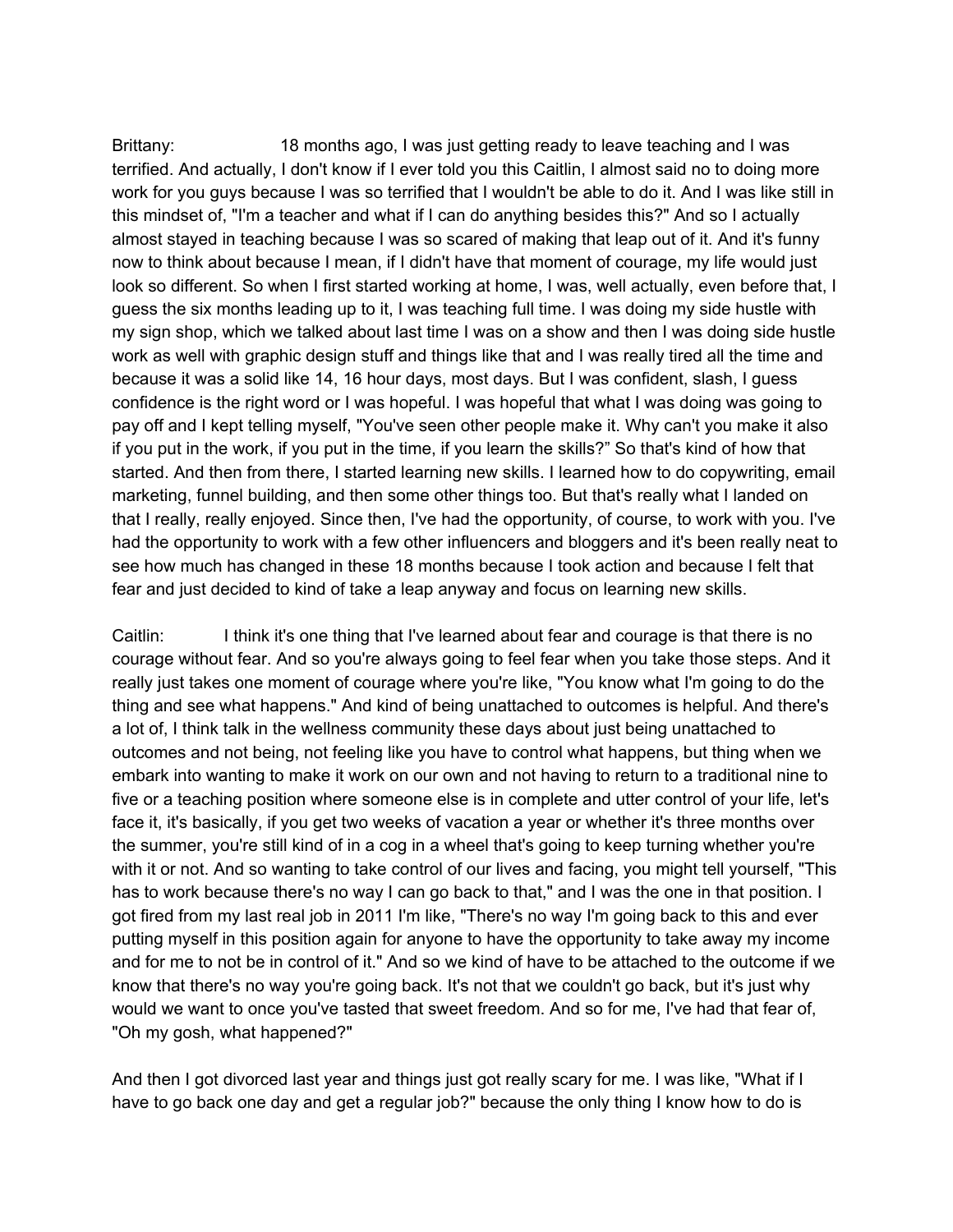Brittany: 18 months ago, I was just getting ready to leave teaching and I was terrified. And actually, I don't know if I ever told you this Caitlin, I almost said no to doing more work for you guys because I was so terrified that I wouldn't be able to do it. And I was like still in this mindset of, "I'm a teacher and what if I can do anything besides this?" And so I actually almost stayed in teaching because I was so scared of making that leap out of it. And it's funny now to think about because I mean, if I didn't have that moment of courage, my life would just look so different. So when I first started working at home, I was, well actually, even before that, I guess the six months leading up to it, I was teaching full time. I was doing my side hustle with my sign shop, which we talked about last time I was on a show and then I was doing side hustle work as well with graphic design stuff and things like that and I was really tired all the time and because it was a solid like 14, 16 hour days, most days. But I was confident, slash, I guess confidence is the right word or I was hopeful. I was hopeful that what I was doing was going to pay off and I kept telling myself, "You've seen other people make it. Why can't you make it also if you put in the work, if you put in the time, if you learn the skills?" So that's kind of how that started. And then from there, I started learning new skills. I learned how to do copywriting, email marketing, funnel building, and then some other things too. But that's really what I landed on that I really, really enjoyed. Since then, I've had the opportunity, of course, to work with you. I've had the opportunity to work with a few other influencers and bloggers and it's been really neat to see how much has changed in these 18 months because I took action and because I felt that fear and just decided to kind of take a leap anyway and focus on learning new skills.

Caitlin: I think it's one thing that I've learned about fear and courage is that there is no courage without fear. And so you're always going to feel fear when you take those steps. And it really just takes one moment of courage where you're like, "You know what I'm going to do the thing and see what happens." And kind of being unattached to outcomes is helpful. And there's a lot of, I think talk in the wellness community these days about just being unattached to outcomes and not being, not feeling like you have to control what happens, but thing when we embark into wanting to make it work on our own and not having to return to a traditional nine to five or a teaching position where someone else is in complete and utter control of your life, let's face it, it's basically, if you get two weeks of vacation a year or whether it's three months over the summer, you're still kind of in a cog in a wheel that's going to keep turning whether you're with it or not. And so wanting to take control of our lives and facing, you might tell yourself, "This has to work because there's no way I can go back to that," and I was the one in that position. I got fired from my last real job in 2011 I'm like, "There's no way I'm going back to this and ever putting myself in this position again for anyone to have the opportunity to take away my income and for me to not be in control of it." And so we kind of have to be attached to the outcome if we know that there's no way you're going back. It's not that we couldn't go back, but it's just why would we want to once you've tasted that sweet freedom. And so for me, I've had that fear of, "Oh my gosh, what happened?"

And then I got divorced last year and things just got really scary for me. I was like, "What if I have to go back one day and get a regular job?" because the only thing I know how to do is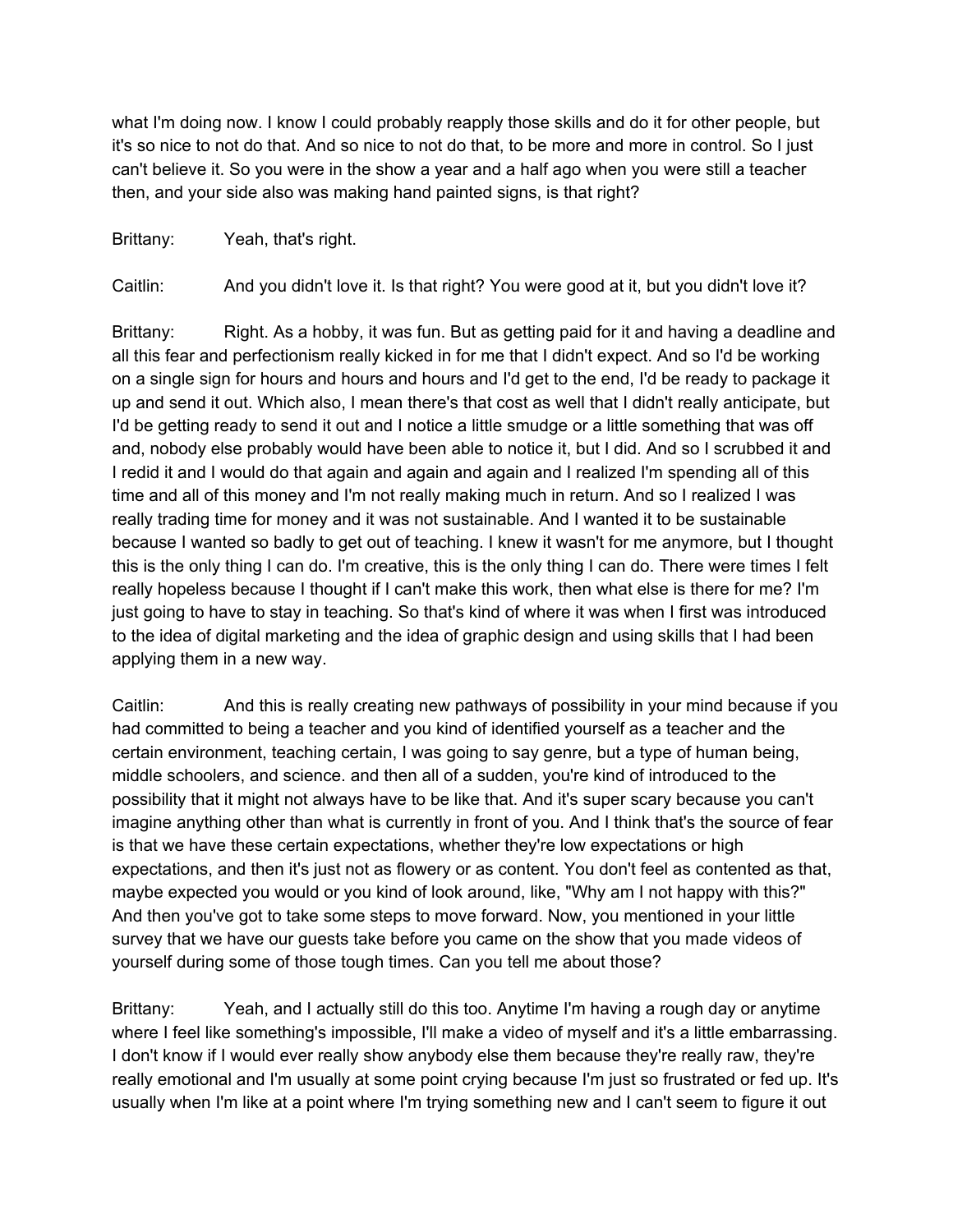what I'm doing now. I know I could probably reapply those skills and do it for other people, but it's so nice to not do that. And so nice to not do that, to be more and more in control. So I just can't believe it. So you were in the show a year and a half ago when you were still a teacher then, and your side also was making hand painted signs, is that right?

Brittany: Yeah, that's right.

Caitlin: And you didn't love it. Is that right? You were good at it, but you didn't love it?

Brittany: Right. As a hobby, it was fun. But as getting paid for it and having a deadline and all this fear and perfectionism really kicked in for me that I didn't expect. And so I'd be working on a single sign for hours and hours and hours and I'd get to the end, I'd be ready to package it up and send it out. Which also, I mean there's that cost as well that I didn't really anticipate, but I'd be getting ready to send it out and I notice a little smudge or a little something that was off and, nobody else probably would have been able to notice it, but I did. And so I scrubbed it and I redid it and I would do that again and again and again and I realized I'm spending all of this time and all of this money and I'm not really making much in return. And so I realized I was really trading time for money and it was not sustainable. And I wanted it to be sustainable because I wanted so badly to get out of teaching. I knew it wasn't for me anymore, but I thought this is the only thing I can do. I'm creative, this is the only thing I can do. There were times I felt really hopeless because I thought if I can't make this work, then what else is there for me? I'm just going to have to stay in teaching. So that's kind of where it was when I first was introduced to the idea of digital marketing and the idea of graphic design and using skills that I had been applying them in a new way.

Caitlin: And this is really creating new pathways of possibility in your mind because if you had committed to being a teacher and you kind of identified yourself as a teacher and the certain environment, teaching certain, I was going to say genre, but a type of human being, middle schoolers, and science. and then all of a sudden, you're kind of introduced to the possibility that it might not always have to be like that. And it's super scary because you can't imagine anything other than what is currently in front of you. And I think that's the source of fear is that we have these certain expectations, whether they're low expectations or high expectations, and then it's just not as flowery or as content. You don't feel as contented as that, maybe expected you would or you kind of look around, like, "Why am I not happy with this?" And then you've got to take some steps to move forward. Now, you mentioned in your little survey that we have our guests take before you came on the show that you made videos of yourself during some of those tough times. Can you tell me about those?

Brittany: Yeah, and I actually still do this too. Anytime I'm having a rough day or anytime where I feel like something's impossible, I'll make a video of myself and it's a little embarrassing. I don't know if I would ever really show anybody else them because they're really raw, they're really emotional and I'm usually at some point crying because I'm just so frustrated or fed up. It's usually when I'm like at a point where I'm trying something new and I can't seem to figure it out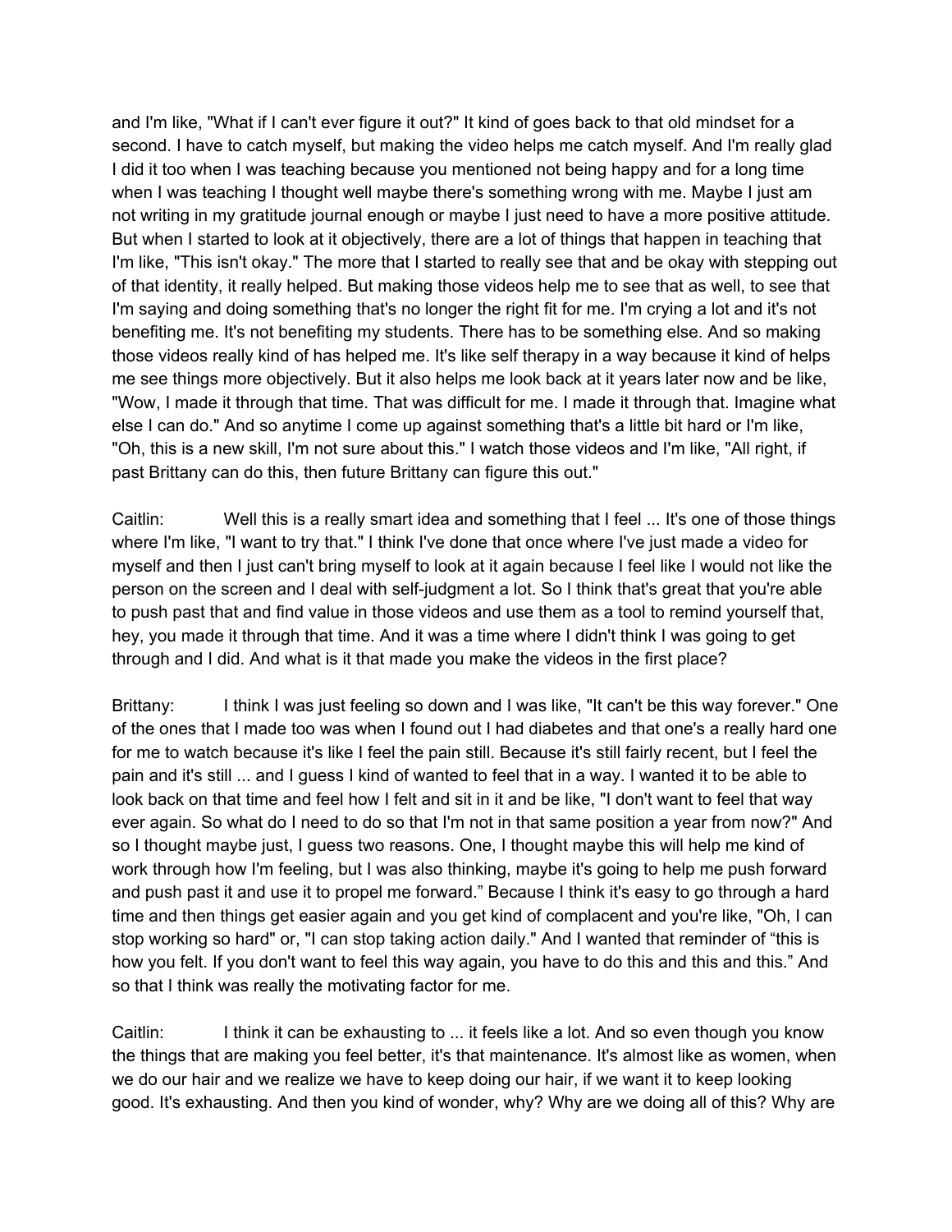and I'm like, "What if I can't ever figure it out?" It kind of goes back to that old mindset for a second. I have to catch myself, but making the video helps me catch myself. And I'm really glad I did it too when I was teaching because you mentioned not being happy and for a long time when I was teaching I thought well maybe there's something wrong with me. Maybe I just am not writing in my gratitude journal enough or maybe I just need to have a more positive attitude. But when I started to look at it objectively, there are a lot of things that happen in teaching that I'm like, "This isn't okay." The more that I started to really see that and be okay with stepping out of that identity, it really helped. But making those videos help me to see that as well, to see that I'm saying and doing something that's no longer the right fit for me. I'm crying a lot and it's not benefiting me. It's not benefiting my students. There has to be something else. And so making those videos really kind of has helped me. It's like self therapy in a way because it kind of helps me see things more objectively. But it also helps me look back at it years later now and be like, "Wow, I made it through that time. That was difficult for me. I made it through that. Imagine what else I can do." And so anytime I come up against something that's a little bit hard or I'm like, "Oh, this is a new skill, I'm not sure about this." I watch those videos and I'm like, "All right, if past Brittany can do this, then future Brittany can figure this out."

Caitlin: Well this is a really smart idea and something that I feel ... It's one of those things where I'm like, "I want to try that." I think I've done that once where I've just made a video for myself and then I just can't bring myself to look at it again because I feel like I would not like the person on the screen and I deal with self-judgment a lot. So I think that's great that you're able to push past that and find value in those videos and use them as a tool to remind yourself that, hey, you made it through that time. And it was a time where I didn't think I was going to get through and I did. And what is it that made you make the videos in the first place?

Brittany: I think I was just feeling so down and I was like, "It can't be this way forever." One of the ones that I made too was when I found out I had diabetes and that one's a really hard one for me to watch because it's like I feel the pain still. Because it's still fairly recent, but I feel the pain and it's still ... and I guess I kind of wanted to feel that in a way. I wanted it to be able to look back on that time and feel how I felt and sit in it and be like, "I don't want to feel that way ever again. So what do I need to do so that I'm not in that same position a year from now?" And so I thought maybe just, I guess two reasons. One, I thought maybe this will help me kind of work through how I'm feeling, but I was also thinking, maybe it's going to help me push forward and push past it and use it to propel me forward." Because I think it's easy to go through a hard time and then things get easier again and you get kind of complacent and you're like, "Oh, I can stop working so hard" or, "I can stop taking action daily." And I wanted that reminder of "this is how you felt. If you don't want to feel this way again, you have to do this and this and this." And so that I think was really the motivating factor for me.

Caitlin: I think it can be exhausting to ... it feels like a lot. And so even though you know the things that are making you feel better, it's that maintenance. It's almost like as women, when we do our hair and we realize we have to keep doing our hair, if we want it to keep looking good. It's exhausting. And then you kind of wonder, why? Why are we doing all of this? Why are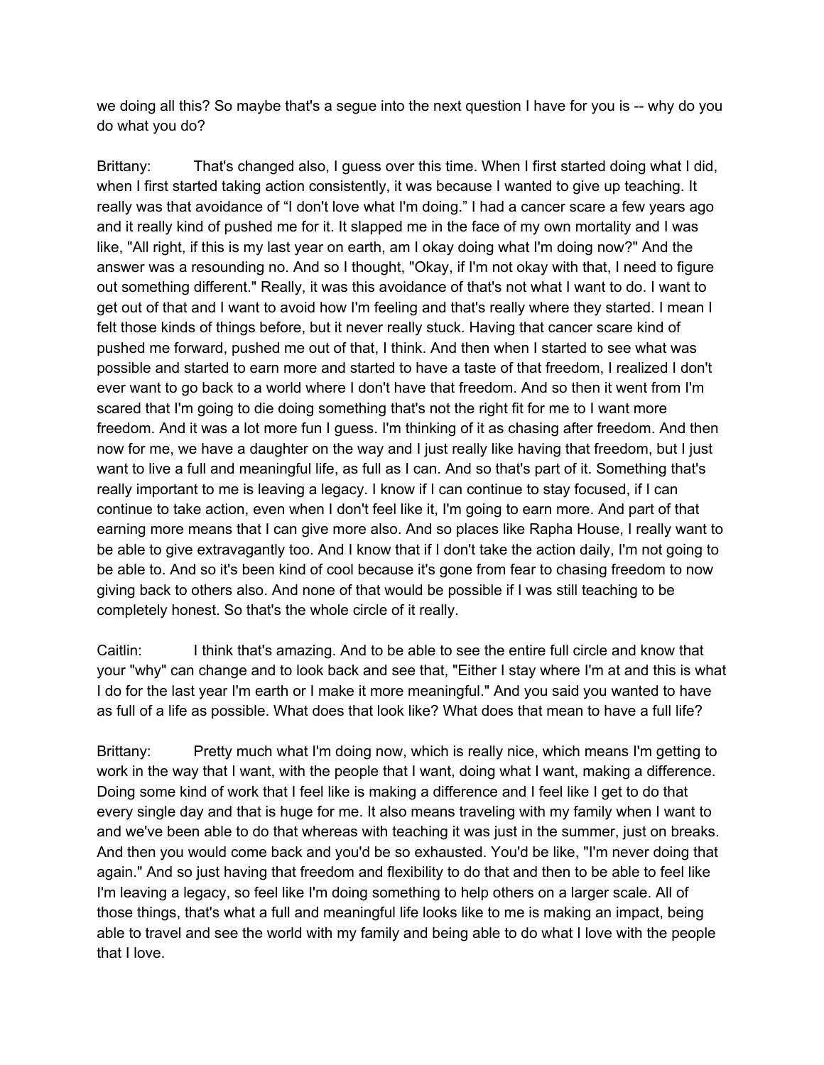we doing all this? So maybe that's a segue into the next question I have for you is -- why do you do what you do?

Brittany: That's changed also, I guess over this time. When I first started doing what I did, when I first started taking action consistently, it was because I wanted to give up teaching. It really was that avoidance of "I don't love what I'm doing." I had a cancer scare a few years ago and it really kind of pushed me for it. It slapped me in the face of my own mortality and I was like, "All right, if this is my last year on earth, am I okay doing what I'm doing now?" And the answer was a resounding no. And so I thought, "Okay, if I'm not okay with that, I need to figure out something different." Really, it was this avoidance of that's not what I want to do. I want to get out of that and I want to avoid how I'm feeling and that's really where they started. I mean I felt those kinds of things before, but it never really stuck. Having that cancer scare kind of pushed me forward, pushed me out of that, I think. And then when I started to see what was possible and started to earn more and started to have a taste of that freedom, I realized I don't ever want to go back to a world where I don't have that freedom. And so then it went from I'm scared that I'm going to die doing something that's not the right fit for me to I want more freedom. And it was a lot more fun I guess. I'm thinking of it as chasing after freedom. And then now for me, we have a daughter on the way and I just really like having that freedom, but I just want to live a full and meaningful life, as full as I can. And so that's part of it. Something that's really important to me is leaving a legacy. I know if I can continue to stay focused, if I can continue to take action, even when I don't feel like it, I'm going to earn more. And part of that earning more means that I can give more also. And so places like Rapha House, I really want to be able to give extravagantly too. And I know that if I don't take the action daily, I'm not going to be able to. And so it's been kind of cool because it's gone from fear to chasing freedom to now giving back to others also. And none of that would be possible if I was still teaching to be completely honest. So that's the whole circle of it really.

Caitlin: I think that's amazing. And to be able to see the entire full circle and know that your "why" can change and to look back and see that, "Either I stay where I'm at and this is what I do for the last year I'm earth or I make it more meaningful." And you said you wanted to have as full of a life as possible. What does that look like? What does that mean to have a full life?

Brittany: Pretty much what I'm doing now, which is really nice, which means I'm getting to work in the way that I want, with the people that I want, doing what I want, making a difference. Doing some kind of work that I feel like is making a difference and I feel like I get to do that every single day and that is huge for me. It also means traveling with my family when I want to and we've been able to do that whereas with teaching it was just in the summer, just on breaks. And then you would come back and you'd be so exhausted. You'd be like, "I'm never doing that again." And so just having that freedom and flexibility to do that and then to be able to feel like I'm leaving a legacy, so feel like I'm doing something to help others on a larger scale. All of those things, that's what a full and meaningful life looks like to me is making an impact, being able to travel and see the world with my family and being able to do what I love with the people that I love.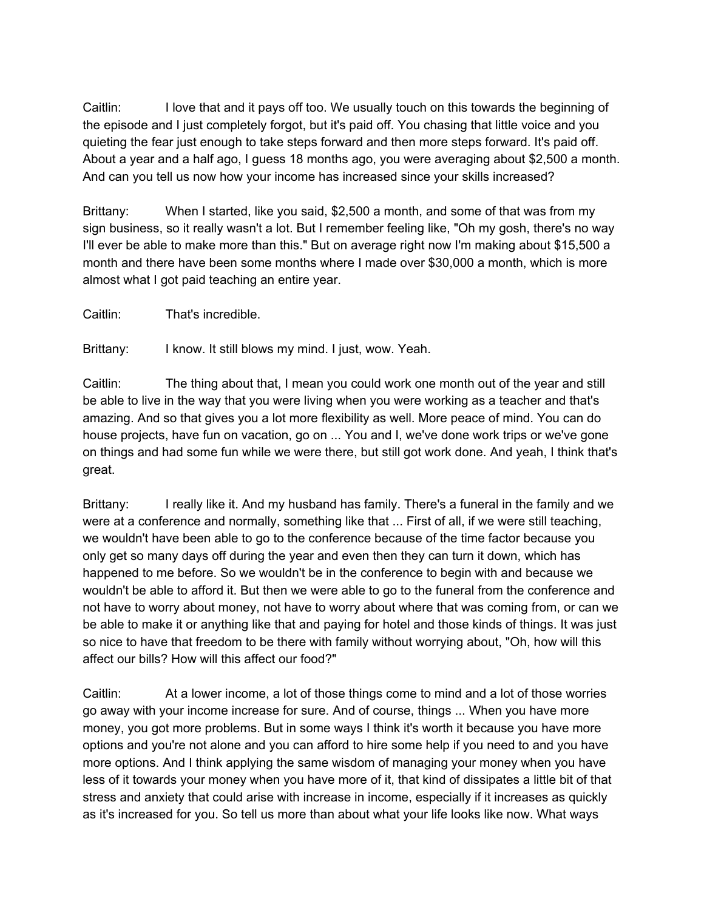Caitlin: I love that and it pays off too. We usually touch on this towards the beginning of the episode and I just completely forgot, but it's paid off. You chasing that little voice and you quieting the fear just enough to take steps forward and then more steps forward. It's paid off. About a year and a half ago, I guess 18 months ago, you were averaging about $2,500 a month. And can you tell us now how your income has increased since your skills increased?

Brittany: When I started, like you said, $2,500 a month, and some of that was from my sign business, so it really wasn't a lot. But I remember feeling like, "Oh my gosh, there's no way I'll ever be able to make more than this." But on average right now I'm making about $15,500 a month and there have been some months where I made over $30,000 a month, which is more almost what I got paid teaching an entire year.

Caitlin: That's incredible.

Brittany: I know. It still blows my mind. I just, wow. Yeah.

Caitlin: The thing about that, I mean you could work one month out of the year and still be able to live in the way that you were living when you were working as a teacher and that's amazing. And so that gives you a lot more flexibility as well. More peace of mind. You can do house projects, have fun on vacation, go on ... You and I, we've done work trips or we've gone on things and had some fun while we were there, but still got work done. And yeah, I think that's great.

Brittany: I really like it. And my husband has family. There's a funeral in the family and we were at a conference and normally, something like that ... First of all, if we were still teaching, we wouldn't have been able to go to the conference because of the time factor because you only get so many days off during the year and even then they can turn it down, which has happened to me before. So we wouldn't be in the conference to begin with and because we wouldn't be able to afford it. But then we were able to go to the funeral from the conference and not have to worry about money, not have to worry about where that was coming from, or can we be able to make it or anything like that and paying for hotel and those kinds of things. It was just so nice to have that freedom to be there with family without worrying about, "Oh, how will this affect our bills? How will this affect our food?"

Caitlin: At a lower income, a lot of those things come to mind and a lot of those worries go away with your income increase for sure. And of course, things ... When you have more money, you got more problems. But in some ways I think it's worth it because you have more options and you're not alone and you can afford to hire some help if you need to and you have more options. And I think applying the same wisdom of managing your money when you have less of it towards your money when you have more of it, that kind of dissipates a little bit of that stress and anxiety that could arise with increase in income, especially if it increases as quickly as it's increased for you. So tell us more than about what your life looks like now. What ways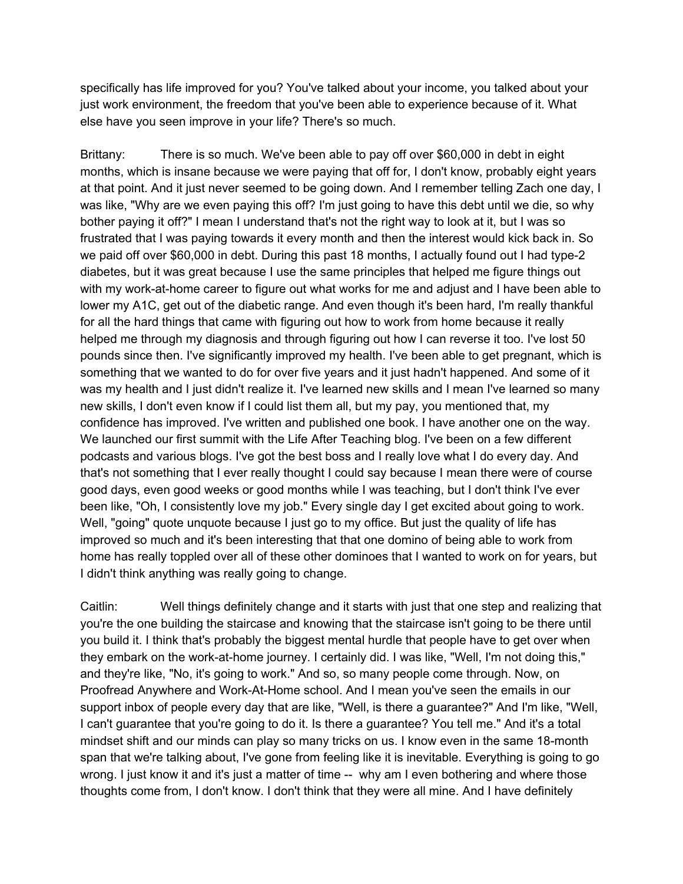specifically has life improved for you? You've talked about your income, you talked about your just work environment, the freedom that you've been able to experience because of it. What else have you seen improve in your life? There's so much.

Brittany: There is so much. We've been able to pay off over $60,000 in debt in eight months, which is insane because we were paying that off for, I don't know, probably eight years at that point. And it just never seemed to be going down. And I remember telling Zach one day, I was like, "Why are we even paying this off? I'm just going to have this debt until we die, so why bother paying it off?" I mean I understand that's not the right way to look at it, but I was so frustrated that I was paying towards it every month and then the interest would kick back in. So we paid off over $60,000 in debt. During this past 18 months, I actually found out I had type-2 diabetes, but it was great because I use the same principles that helped me figure things out with my work-at-home career to figure out what works for me and adjust and I have been able to lower my A1C, get out of the diabetic range. And even though it's been hard, I'm really thankful for all the hard things that came with figuring out how to work from home because it really helped me through my diagnosis and through figuring out how I can reverse it too. I've lost 50 pounds since then. I've significantly improved my health. I've been able to get pregnant, which is something that we wanted to do for over five years and it just hadn't happened. And some of it was my health and I just didn't realize it. I've learned new skills and I mean I've learned so many new skills, I don't even know if I could list them all, but my pay, you mentioned that, my confidence has improved. I've written and published one book. I have another one on the way. We launched our first summit with the Life After Teaching blog. I've been on a few different podcasts and various blogs. I've got the best boss and I really love what I do every day. And that's not something that I ever really thought I could say because I mean there were of course good days, even good weeks or good months while I was teaching, but I don't think I've ever been like, "Oh, I consistently love my job." Every single day I get excited about going to work. Well, "going" quote unquote because I just go to my office. But just the quality of life has improved so much and it's been interesting that that one domino of being able to work from home has really toppled over all of these other dominoes that I wanted to work on for years, but I didn't think anything was really going to change.

Caitlin: Well things definitely change and it starts with just that one step and realizing that you're the one building the staircase and knowing that the staircase isn't going to be there until you build it. I think that's probably the biggest mental hurdle that people have to get over when they embark on the work-at-home journey. I certainly did. I was like, "Well, I'm not doing this," and they're like, "No, it's going to work." And so, so many people come through. Now, on Proofread Anywhere and Work-At-Home school. And I mean you've seen the emails in our support inbox of people every day that are like, "Well, is there a guarantee?" And I'm like, "Well, I can't guarantee that you're going to do it. Is there a guarantee? You tell me." And it's a total mindset shift and our minds can play so many tricks on us. I know even in the same 18-month span that we're talking about, I've gone from feeling like it is inevitable. Everything is going to go wrong. I just know it and it's just a matter of time -- why am I even bothering and where those thoughts come from, I don't know. I don't think that they were all mine. And I have definitely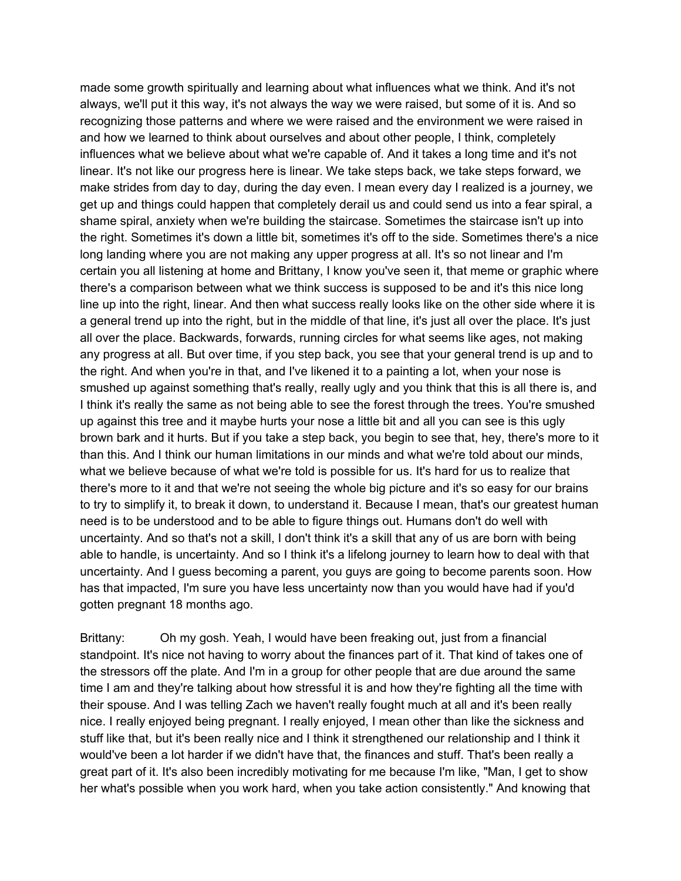made some growth spiritually and learning about what influences what we think. And it's not always, we'll put it this way, it's not always the way we were raised, but some of it is. And so recognizing those patterns and where we were raised and the environment we were raised in and how we learned to think about ourselves and about other people, I think, completely influences what we believe about what we're capable of. And it takes a long time and it's not linear. It's not like our progress here is linear. We take steps back, we take steps forward, we make strides from day to day, during the day even. I mean every day I realized is a journey, we get up and things could happen that completely derail us and could send us into a fear spiral, a shame spiral, anxiety when we're building the staircase. Sometimes the staircase isn't up into the right. Sometimes it's down a little bit, sometimes it's off to the side. Sometimes there's a nice long landing where you are not making any upper progress at all. It's so not linear and I'm certain you all listening at home and Brittany, I know you've seen it, that meme or graphic where there's a comparison between what we think success is supposed to be and it's this nice long line up into the right, linear. And then what success really looks like on the other side where it is a general trend up into the right, but in the middle of that line, it's just all over the place. It's just all over the place. Backwards, forwards, running circles for what seems like ages, not making any progress at all. But over time, if you step back, you see that your general trend is up and to the right. And when you're in that, and I've likened it to a painting a lot, when your nose is smushed up against something that's really, really ugly and you think that this is all there is, and I think it's really the same as not being able to see the forest through the trees. You're smushed up against this tree and it maybe hurts your nose a little bit and all you can see is this ugly brown bark and it hurts. But if you take a step back, you begin to see that, hey, there's more to it than this. And I think our human limitations in our minds and what we're told about our minds, what we believe because of what we're told is possible for us. It's hard for us to realize that there's more to it and that we're not seeing the whole big picture and it's so easy for our brains to try to simplify it, to break it down, to understand it. Because I mean, that's our greatest human need is to be understood and to be able to figure things out. Humans don't do well with uncertainty. And so that's not a skill, I don't think it's a skill that any of us are born with being able to handle, is uncertainty. And so I think it's a lifelong journey to learn how to deal with that uncertainty. And I guess becoming a parent, you guys are going to become parents soon. How has that impacted, I'm sure you have less uncertainty now than you would have had if you'd gotten pregnant 18 months ago.

Brittany: Oh my gosh. Yeah, I would have been freaking out, just from a financial standpoint. It's nice not having to worry about the finances part of it. That kind of takes one of the stressors off the plate. And I'm in a group for other people that are due around the same time I am and they're talking about how stressful it is and how they're fighting all the time with their spouse. And I was telling Zach we haven't really fought much at all and it's been really nice. I really enjoyed being pregnant. I really enjoyed, I mean other than like the sickness and stuff like that, but it's been really nice and I think it strengthened our relationship and I think it would've been a lot harder if we didn't have that, the finances and stuff. That's been really a great part of it. It's also been incredibly motivating for me because I'm like, "Man, I get to show her what's possible when you work hard, when you take action consistently." And knowing that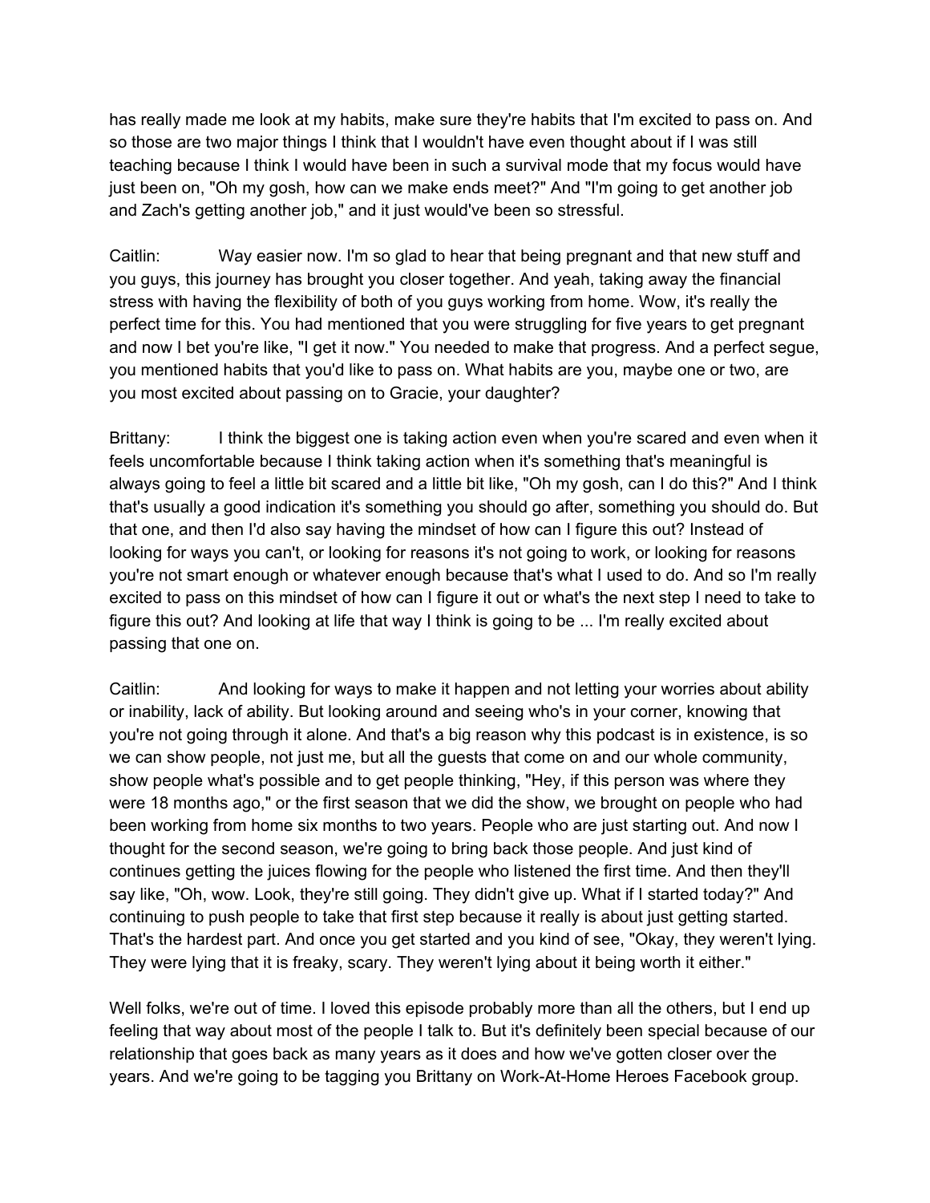has really made me look at my habits, make sure they're habits that I'm excited to pass on. And so those are two major things I think that I wouldn't have even thought about if I was still teaching because I think I would have been in such a survival mode that my focus would have just been on, "Oh my gosh, how can we make ends meet?" And "I'm going to get another job and Zach's getting another job," and it just would've been so stressful.

Caitlin: Way easier now. I'm so glad to hear that being pregnant and that new stuff and you guys, this journey has brought you closer together. And yeah, taking away the financial stress with having the flexibility of both of you guys working from home. Wow, it's really the perfect time for this. You had mentioned that you were struggling for five years to get pregnant and now I bet you're like, "I get it now." You needed to make that progress. And a perfect segue, you mentioned habits that you'd like to pass on. What habits are you, maybe one or two, are you most excited about passing on to Gracie, your daughter?

Brittany: I think the biggest one is taking action even when you're scared and even when it feels uncomfortable because I think taking action when it's something that's meaningful is always going to feel a little bit scared and a little bit like, "Oh my gosh, can I do this?" And I think that's usually a good indication it's something you should go after, something you should do. But that one, and then I'd also say having the mindset of how can I figure this out? Instead of looking for ways you can't, or looking for reasons it's not going to work, or looking for reasons you're not smart enough or whatever enough because that's what I used to do. And so I'm really excited to pass on this mindset of how can I figure it out or what's the next step I need to take to figure this out? And looking at life that way I think is going to be ... I'm really excited about passing that one on.

Caitlin: And looking for ways to make it happen and not letting your worries about ability or inability, lack of ability. But looking around and seeing who's in your corner, knowing that you're not going through it alone. And that's a big reason why this podcast is in existence, is so we can show people, not just me, but all the guests that come on and our whole community, show people what's possible and to get people thinking, "Hey, if this person was where they were 18 months ago," or the first season that we did the show, we brought on people who had been working from home six months to two years. People who are just starting out. And now I thought for the second season, we're going to bring back those people. And just kind of continues getting the juices flowing for the people who listened the first time. And then they'll say like, "Oh, wow. Look, they're still going. They didn't give up. What if I started today?" And continuing to push people to take that first step because it really is about just getting started. That's the hardest part. And once you get started and you kind of see, "Okay, they weren't lying. They were lying that it is freaky, scary. They weren't lying about it being worth it either."

Well folks, we're out of time. I loved this episode probably more than all the others, but I end up feeling that way about most of the people I talk to. But it's definitely been special because of our relationship that goes back as many years as it does and how we've gotten closer over the years. And we're going to be tagging you Brittany on Work-At-Home Heroes Facebook group.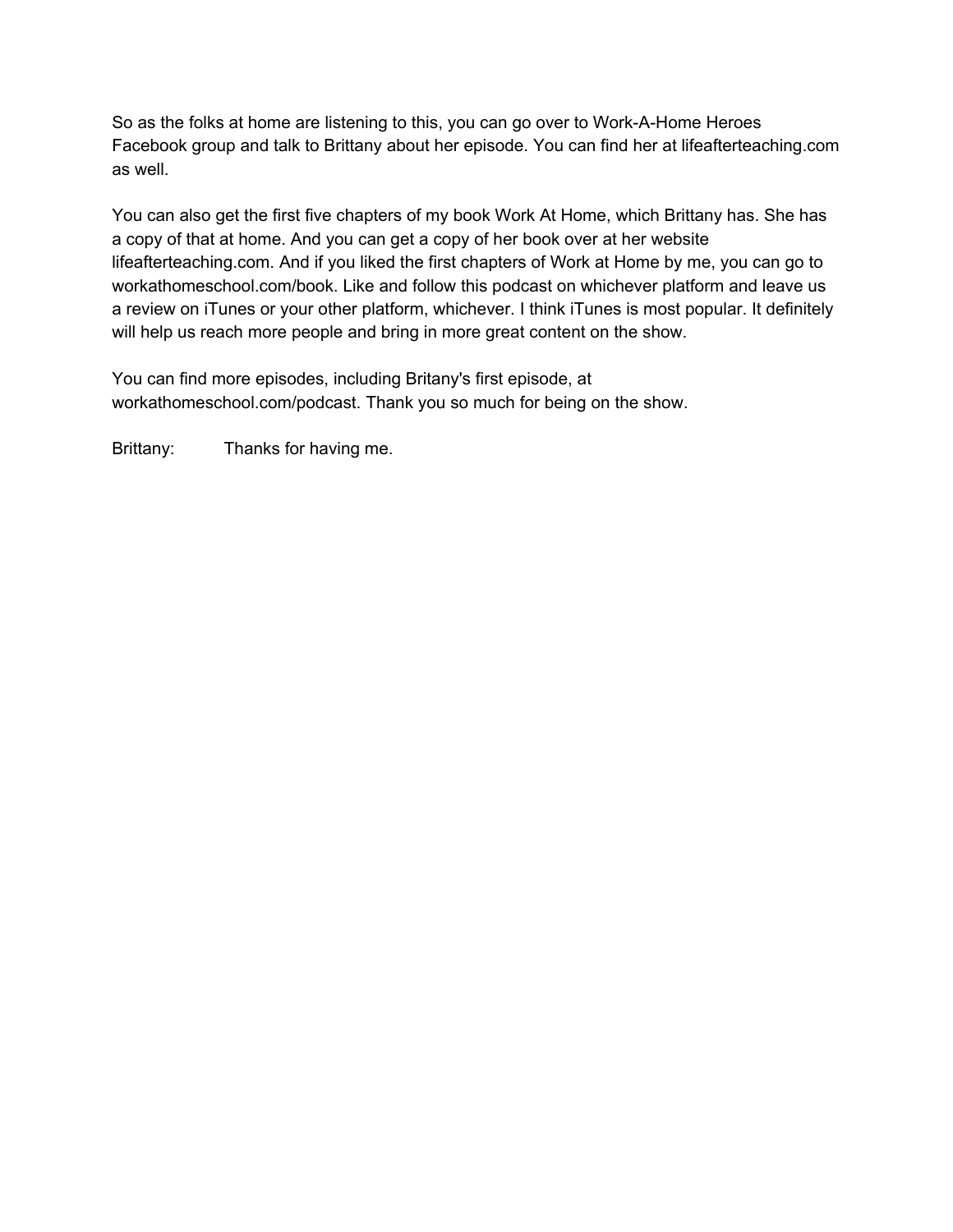So as the folks at home are listening to this, you can go over to Work-A-Home Heroes Facebook group and talk to Brittany about her episode. You can find her at lifeafterteaching.com as well.

You can also get the first five chapters of my book Work At Home, which Brittany has. She has a copy of that at home. And you can get a copy of her book over at her website lifeafterteaching.com. And if you liked the first chapters of Work at Home by me, you can go to workathomeschool.com/book. Like and follow this podcast on whichever platform and leave us a review on iTunes or your other platform, whichever. I think iTunes is most popular. It definitely will help us reach more people and bring in more great content on the show.

You can find more episodes, including Britany's first episode, at workathomeschool.com/podcast. Thank you so much for being on the show.

Brittany: Thanks for having me.